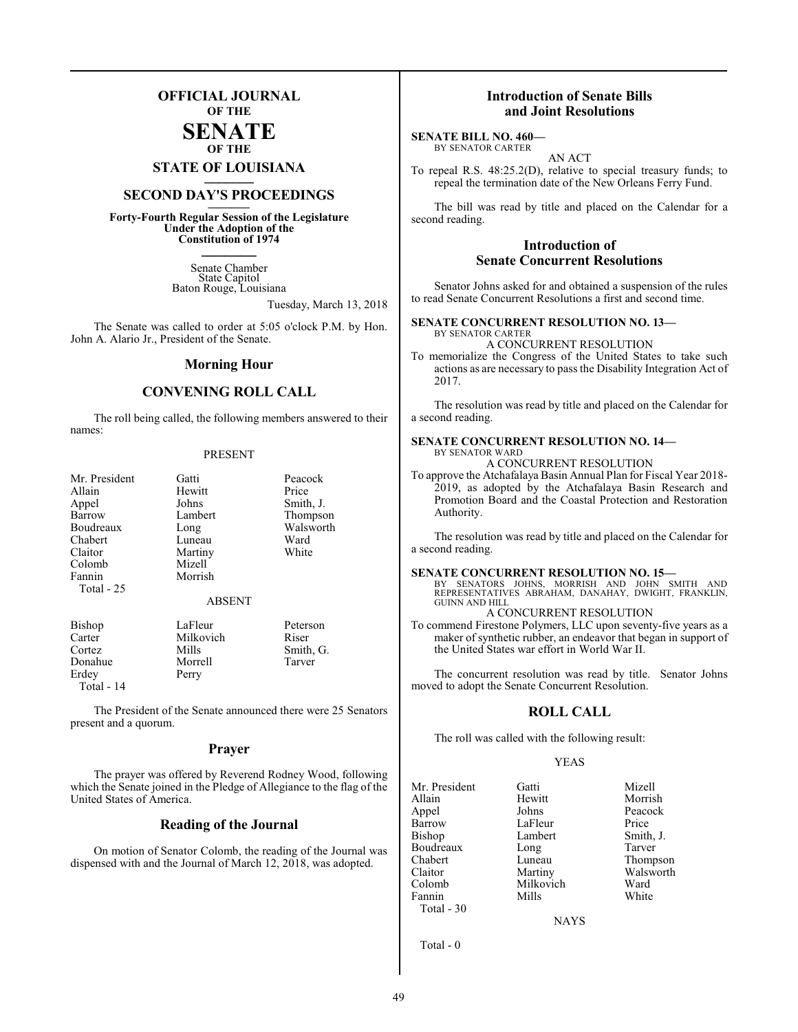# OFFICIAL JOURNAL OF THE SENATE OF THE STATE OF LOUISIANA

## SECOND DAY'S PROCEEDINGS

**Forty-Fourth Regular Session of the Legislature Under the Adoption of the Constitution of 1974**

Senate Chamber
State Capitol
Baton Rouge, Louisiana

Tuesday, March 13, 2018

The Senate was called to order at 5:05 o'clock P.M. by Hon. John A. Alario Jr., President of the Senate.

## Morning Hour

## CONVENING ROLL CALL

The roll being called, the following members answered to their names:

PRESENT

| | | |
|---|---|---|
| Mr. President | Gatti | Peacock |
| Allain | Hewitt | Price |
| Appel | Johns | Smith, J. |
| Barrow | Lambert | Thompson |
| Boudreaux | Long | Walsworth |
| Chabert | Luneau | Ward |
| Claitor | Martiny | White |
| Colomb | Mizell | |
| Fannin | Morrish | |

Total - 25

ABSENT

| | | |
|---|---|---|
| Bishop | LaFleur | Peterson |
| Carter | Milkovich | Riser |
| Cortez | Mills | Smith, G. |
| Donahue | Morrell | Tarver |
| Erdey | Perry | |

Total - 14

The President of the Senate announced there were 25 Senators present and a quorum.

## Prayer

The prayer was offered by Reverend Rodney Wood, following which the Senate joined in the Pledge of Allegiance to the flag of the United States of America.

## Reading of the Journal

On motion of Senator Colomb, the reading of the Journal was dispensed with and the Journal of March 12, 2018, was adopted.

## Introduction of Senate Bills and Joint Resolutions

**SENATE BILL NO. 460—**
BY SENATOR CARTER

AN ACT

To repeal R.S. 48:25.2(D), relative to special treasury funds; to repeal the termination date of the New Orleans Ferry Fund.

The bill was read by title and placed on the Calendar for a second reading.

## Introduction of Senate Concurrent Resolutions

Senator Johns asked for and obtained a suspension of the rules to read Senate Concurrent Resolutions a first and second time.

**SENATE CONCURRENT RESOLUTION NO. 13—**
BY SENATOR CARTER

A CONCURRENT RESOLUTION

To memorialize the Congress of the United States to take such actions as are necessary to pass the Disability Integration Act of 2017.

The resolution was read by title and placed on the Calendar for a second reading.

**SENATE CONCURRENT RESOLUTION NO. 14—**
BY SENATOR WARD

A CONCURRENT RESOLUTION

To approve the Atchafalaya Basin Annual Plan for Fiscal Year 2018-2019, as adopted by the Atchafalaya Basin Research and Promotion Board and the Coastal Protection and Restoration Authority.

The resolution was read by title and placed on the Calendar for a second reading.

**SENATE CONCURRENT RESOLUTION NO. 15—**
BY SENATORS JOHNS, MORRISH AND JOHN SMITH AND REPRESENTATIVES ABRAHAM, DANAHAY, DWIGHT, FRANKLIN, GUINN AND HILL

A CONCURRENT RESOLUTION

To commend Firestone Polymers, LLC upon seventy-five years as a maker of synthetic rubber, an endeavor that began in support of the United States war effort in World War II.

The concurrent resolution was read by title. Senator Johns moved to adopt the Senate Concurrent Resolution.

## ROLL CALL

The roll was called with the following result:

YEAS

| | | |
|---|---|---|
| Mr. President | Gatti | Mizell |
| Allain | Hewitt | Morrish |
| Appel | Johns | Peacock |
| Barrow | LaFleur | Price |
| Bishop | Lambert | Smith, J. |
| Boudreaux | Long | Tarver |
| Chabert | Luneau | Thompson |
| Claitor | Martiny | Walsworth |
| Colomb | Milkovich | Ward |
| Fannin | Mills | White |

Total - 30

NAYS

Total - 0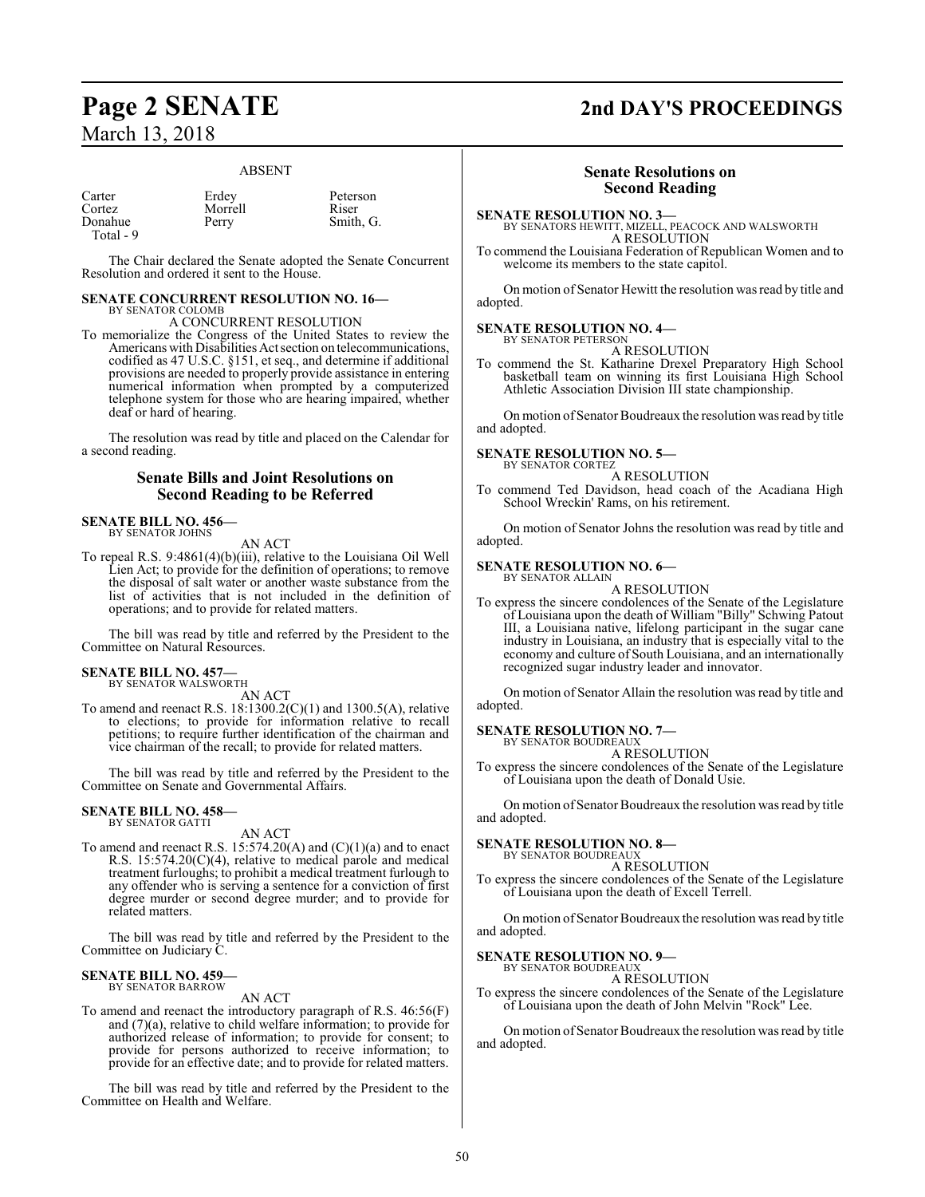ABSENT

| | | |
|---|---|---|
| Carter | Erdey | Peterson |
| Cortez | Morrell | Riser |
| Donahue | Perry | Smith, G. |
| Total - 9 | | |

The Chair declared the Senate adopted the Senate Concurrent Resolution and ordered it sent to the House.

**SENATE CONCURRENT RESOLUTION NO. 16—**
BY SENATOR COLOMB

A CONCURRENT RESOLUTION

To memorialize the Congress of the United States to review the Americans with Disabilities Act section on telecommunications, codified as 47 U.S.C. §151, et seq., and determine if additional provisions are needed to properly provide assistance in entering numerical information when prompted by a computerized telephone system for those who are hearing impaired, whether deaf or hard of hearing.

The resolution was read by title and placed on the Calendar for a second reading.

## Senate Bills and Joint Resolutions on Second Reading to be Referred

**SENATE BILL NO. 456—**
BY SENATOR JOHNS

AN ACT

To repeal R.S. 9:4861(4)(b)(iii), relative to the Louisiana Oil Well Lien Act; to provide for the definition of operations; to remove the disposal of salt water or another waste substance from the list of activities that is not included in the definition of operations; and to provide for related matters.

The bill was read by title and referred by the President to the Committee on Natural Resources.

**SENATE BILL NO. 457—**
BY SENATOR WALSWORTH

AN ACT

To amend and reenact R.S. 18:1300.2(C)(1) and 1300.5(A), relative to elections; to provide for information relative to recall petitions; to require further identification of the chairman and vice chairman of the recall; to provide for related matters.

The bill was read by title and referred by the President to the Committee on Senate and Governmental Affairs.

**SENATE BILL NO. 458—**
BY SENATOR GATTI

AN ACT

To amend and reenact R.S. 15:574.20(A) and (C)(1)(a) and to enact R.S. 15:574.20(C)(4), relative to medical parole and medical treatment furloughs; to prohibit a medical treatment furlough to any offender who is serving a sentence for a conviction of first degree murder or second degree murder; and to provide for related matters.

The bill was read by title and referred by the President to the Committee on Judiciary C.

**SENATE BILL NO. 459—**
BY SENATOR BARROW

AN ACT

To amend and reenact the introductory paragraph of R.S. 46:56(F) and (7)(a), relative to child welfare information; to provide for authorized release of information; to provide for consent; to provide for persons authorized to receive information; to provide for an effective date; and to provide for related matters.

The bill was read by title and referred by the President to the Committee on Health and Welfare.

## Senate Resolutions on Second Reading

**SENATE RESOLUTION NO. 3—**
BY SENATORS HEWITT, MIZELL, PEACOCK AND WALSWORTH

A RESOLUTION

To commend the Louisiana Federation of Republican Women and to welcome its members to the state capitol.

On motion of Senator Hewitt the resolution was read by title and adopted.

**SENATE RESOLUTION NO. 4—**
BY SENATOR PETERSON

A RESOLUTION

To commend the St. Katharine Drexel Preparatory High School basketball team on winning its first Louisiana High School Athletic Association Division III state championship.

On motion of Senator Boudreaux the resolution was read by title and adopted.

**SENATE RESOLUTION NO. 5—**
BY SENATOR CORTEZ

A RESOLUTION

To commend Ted Davidson, head coach of the Acadiana High School Wreckin' Rams, on his retirement.

On motion of Senator Johns the resolution was read by title and adopted.

**SENATE RESOLUTION NO. 6—**
BY SENATOR ALLAIN

A RESOLUTION

To express the sincere condolences of the Senate of the Legislature of Louisiana upon the death of William "Billy" Schwing Patout III, a Louisiana native, lifelong participant in the sugar cane industry in Louisiana, an industry that is especially vital to the economy and culture of South Louisiana, and an internationally recognized sugar industry leader and innovator.

On motion of Senator Allain the resolution was read by title and adopted.

**SENATE RESOLUTION NO. 7—**
BY SENATOR BOUDREAUX

A RESOLUTION

To express the sincere condolences of the Senate of the Legislature of Louisiana upon the death of Donald Usie.

On motion of Senator Boudreaux the resolution was read by title and adopted.

**SENATE RESOLUTION NO. 8—**
BY SENATOR BOUDREAUX

A RESOLUTION

To express the sincere condolences of the Senate of the Legislature of Louisiana upon the death of Excell Terrell.

On motion of Senator Boudreaux the resolution was read by title and adopted.

**SENATE RESOLUTION NO. 9—**
BY SENATOR BOUDREAUX

A RESOLUTION

To express the sincere condolences of the Senate of the Legislature of Louisiana upon the death of John Melvin "Rock" Lee.

On motion of Senator Boudreaux the resolution was read by title and adopted.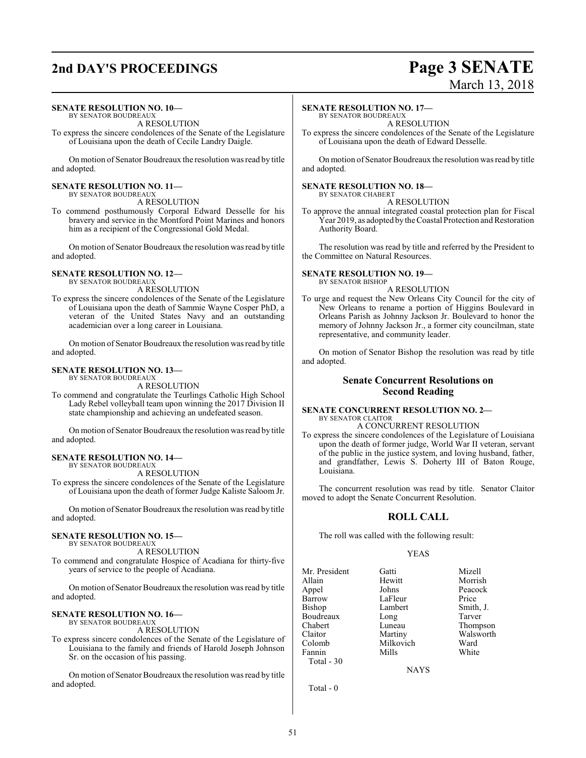**SENATE RESOLUTION NO. 10—**
BY SENATOR BOUDREAUX

A RESOLUTION

To express the sincere condolences of the Senate of the Legislature of Louisiana upon the death of Cecile Landry Daigle.

On motion of Senator Boudreaux the resolution was read by title and adopted.

**SENATE RESOLUTION NO. 11—**
BY SENATOR BOUDREAUX

A RESOLUTION

To commend posthumously Corporal Edward Desselle for his bravery and service in the Montford Point Marines and honors him as a recipient of the Congressional Gold Medal.

On motion of Senator Boudreaux the resolution was read by title and adopted.

**SENATE RESOLUTION NO. 12—**
BY SENATOR BOUDREAUX

A RESOLUTION

To express the sincere condolences of the Senate of the Legislature of Louisiana upon the death of Sammie Wayne Cosper PhD, a veteran of the United States Navy and an outstanding academician over a long career in Louisiana.

On motion of Senator Boudreaux the resolution was read by title and adopted.

**SENATE RESOLUTION NO. 13—**
BY SENATOR BOUDREAUX

A RESOLUTION

To commend and congratulate the Teurlings Catholic High School Lady Rebel volleyball team upon winning the 2017 Division II state championship and achieving an undefeated season.

On motion of Senator Boudreaux the resolution was read by title and adopted.

**SENATE RESOLUTION NO. 14—**
BY SENATOR BOUDREAUX

A RESOLUTION

To express the sincere condolences of the Senate of the Legislature of Louisiana upon the death of former Judge Kaliste Saloom Jr.

On motion of Senator Boudreaux the resolution was read by title and adopted.

**SENATE RESOLUTION NO. 15—**
BY SENATOR BOUDREAUX

A RESOLUTION

To commend and congratulate Hospice of Acadiana for thirty-five years of service to the people of Acadiana.

On motion of Senator Boudreaux the resolution was read by title and adopted.

**SENATE RESOLUTION NO. 16—**
BY SENATOR BOUDREAUX

A RESOLUTION

To express sincere condolences of the Senate of the Legislature of Louisiana to the family and friends of Harold Joseph Johnson Sr. on the occasion of his passing.

On motion of Senator Boudreaux the resolution was read by title and adopted.

**SENATE RESOLUTION NO. 17—**
BY SENATOR BOUDREAUX

A RESOLUTION

To express the sincere condolences of the Senate of the Legislature of Louisiana upon the death of Edward Desselle.

On motion of Senator Boudreaux the resolution was read by title and adopted.

**SENATE RESOLUTION NO. 18—**
BY SENATOR CHABERT

A RESOLUTION

To approve the annual integrated coastal protection plan for Fiscal Year 2019, as adopted by the Coastal Protection and Restoration Authority Board.

The resolution was read by title and referred by the President to the Committee on Natural Resources.

**SENATE RESOLUTION NO. 19—**
BY SENATOR BISHOP

A RESOLUTION

To urge and request the New Orleans City Council for the city of New Orleans to rename a portion of Higgins Boulevard in Orleans Parish as Johnny Jackson Jr. Boulevard to honor the memory of Johnny Jackson Jr., a former city councilman, state representative, and community leader.

On motion of Senator Bishop the resolution was read by title and adopted.

## Senate Concurrent Resolutions on Second Reading

**SENATE CONCURRENT RESOLUTION NO. 2—**
BY SENATOR CLAITOR

A CONCURRENT RESOLUTION

To express the sincere condolences of the Legislature of Louisiana upon the death of former judge, World War II veteran, servant of the public in the justice system, and loving husband, father, and grandfather, Lewis S. Doherty III of Baton Rouge, Louisiana.

The concurrent resolution was read by title. Senator Claitor moved to adopt the Senate Concurrent Resolution.

## ROLL CALL

The roll was called with the following result:

YEAS

| | | |
|---|---|---|
| Mr. President | Gatti | Mizell |
| Allain | Hewitt | Morrish |
| Appel | Johns | Peacock |
| Barrow | LaFleur | Price |
| Bishop | Lambert | Smith, J. |
| Boudreaux | Long | Tarver |
| Chabert | Luneau | Thompson |
| Claitor | Martiny | Walsworth |
| Colomb | Milkovich | Ward |
| Fannin | Mills | White |

Total - 30

NAYS

Total - 0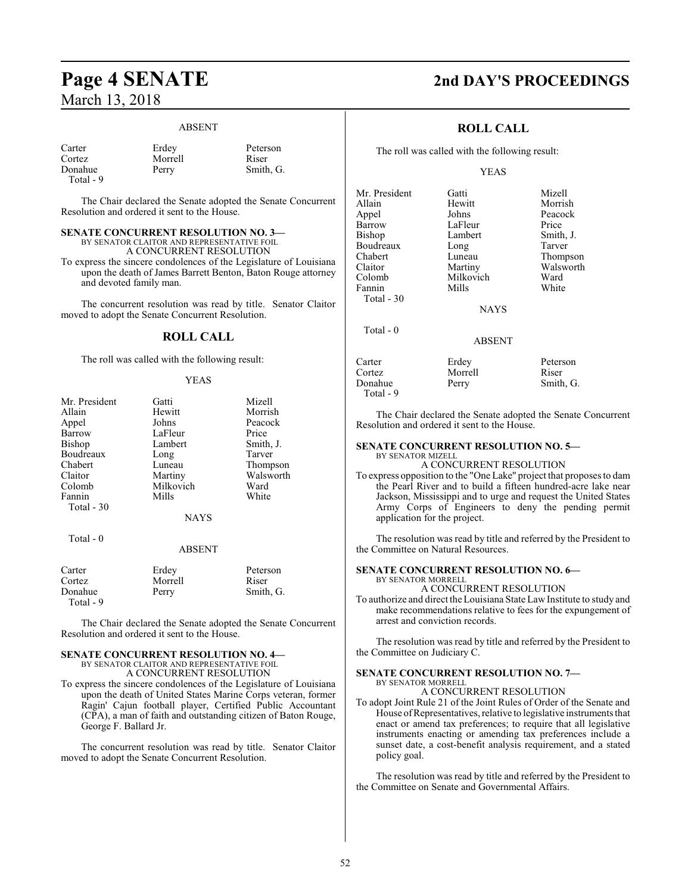ABSENT

| | | |
|---|---|---|
| Carter | Erdey | Peterson |
| Cortez | Morrell | Riser |
| Donahue | Perry | Smith, G. |
| Total - 9 | | |

The Chair declared the Senate adopted the Senate Concurrent Resolution and ordered it sent to the House.

**SENATE CONCURRENT RESOLUTION NO. 3—**
BY SENATOR CLAITOR AND REPRESENTATIVE FOIL
A CONCURRENT RESOLUTION

To express the sincere condolences of the Legislature of Louisiana upon the death of James Barrett Benton, Baton Rouge attorney and devoted family man.

The concurrent resolution was read by title. Senator Claitor moved to adopt the Senate Concurrent Resolution.

## ROLL CALL

The roll was called with the following result:

YEAS

| | | |
|---|---|---|
| Mr. President | Gatti | Mizell |
| Allain | Hewitt | Morrish |
| Appel | Johns | Peacock |
| Barrow | LaFleur | Price |
| Bishop | Lambert | Smith, J. |
| Boudreaux | Long | Tarver |
| Chabert | Luneau | Thompson |
| Claitor | Martiny | Walsworth |
| Colomb | Milkovich | Ward |
| Fannin | Mills | White |
| Total - 30 | | |

NAYS

Total - 0

ABSENT

| | | |
|---|---|---|
| Carter | Erdey | Peterson |
| Cortez | Morrell | Riser |
| Donahue | Perry | Smith, G. |
| Total - 9 | | |

The Chair declared the Senate adopted the Senate Concurrent Resolution and ordered it sent to the House.

**SENATE CONCURRENT RESOLUTION NO. 4—**
BY SENATOR CLAITOR AND REPRESENTATIVE FOIL
A CONCURRENT RESOLUTION

To express the sincere condolences of the Legislature of Louisiana upon the death of United States Marine Corps veteran, former Ragin' Cajun football player, Certified Public Accountant (CPA), a man of faith and outstanding citizen of Baton Rouge, George F. Ballard Jr.

The concurrent resolution was read by title. Senator Claitor moved to adopt the Senate Concurrent Resolution.

## ROLL CALL

The roll was called with the following result:

YEAS

| | | |
|---|---|---|
| Mr. President | Gatti | Mizell |
| Allain | Hewitt | Morrish |
| Appel | Johns | Peacock |
| Barrow | LaFleur | Price |
| Bishop | Lambert | Smith, J. |
| Boudreaux | Long | Tarver |
| Chabert | Luneau | Thompson |
| Claitor | Martiny | Walsworth |
| Colomb | Milkovich | Ward |
| Fannin | Mills | White |
| Total - 30 | | |

NAYS

Total - 0

ABSENT

| | | |
|---|---|---|
| Carter | Erdey | Peterson |
| Cortez | Morrell | Riser |
| Donahue | Perry | Smith, G. |
| Total - 9 | | |

The Chair declared the Senate adopted the Senate Concurrent Resolution and ordered it sent to the House.

**SENATE CONCURRENT RESOLUTION NO. 5—**
BY SENATOR MIZELL
A CONCURRENT RESOLUTION

To express opposition to the "One Lake" project that proposes to dam the Pearl River and to build a fifteen hundred-acre lake near Jackson, Mississippi and to urge and request the United States Army Corps of Engineers to deny the pending permit application for the project.

The resolution was read by title and referred by the President to the Committee on Natural Resources.

**SENATE CONCURRENT RESOLUTION NO. 6—**
BY SENATOR MORRELL
A CONCURRENT RESOLUTION

To authorize and direct the Louisiana State Law Institute to study and make recommendations relative to fees for the expungement of arrest and conviction records.

The resolution was read by title and referred by the President to the Committee on Judiciary C.

**SENATE CONCURRENT RESOLUTION NO. 7—**
BY SENATOR MORRELL
A CONCURRENT RESOLUTION

To adopt Joint Rule 21 of the Joint Rules of Order of the Senate and House of Representatives, relative to legislative instruments that enact or amend tax preferences; to require that all legislative instruments enacting or amending tax preferences include a sunset date, a cost-benefit analysis requirement, and a stated policy goal.

The resolution was read by title and referred by the President to the Committee on Senate and Governmental Affairs.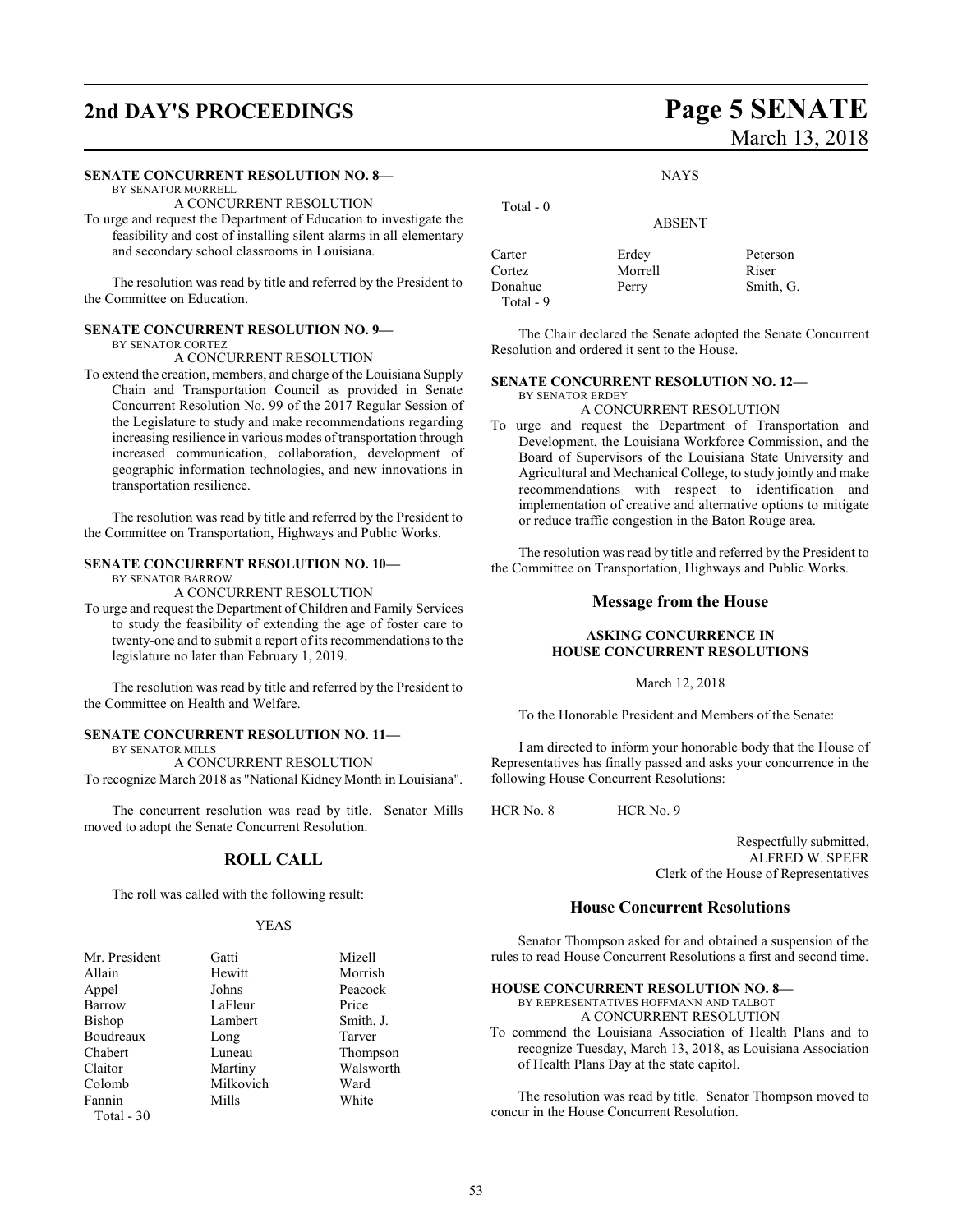**SENATE CONCURRENT RESOLUTION NO. 8—**
BY SENATOR MORRELL
A CONCURRENT RESOLUTION

To urge and request the Department of Education to investigate the feasibility and cost of installing silent alarms in all elementary and secondary school classrooms in Louisiana.

The resolution was read by title and referred by the President to the Committee on Education.

**SENATE CONCURRENT RESOLUTION NO. 9—**
BY SENATOR CORTEZ
A CONCURRENT RESOLUTION

To extend the creation, members, and charge of the Louisiana Supply Chain and Transportation Council as provided in Senate Concurrent Resolution No. 99 of the 2017 Regular Session of the Legislature to study and make recommendations regarding increasing resilience in various modes of transportation through increased communication, collaboration, development of geographic information technologies, and new innovations in transportation resilience.

The resolution was read by title and referred by the President to the Committee on Transportation, Highways and Public Works.

**SENATE CONCURRENT RESOLUTION NO. 10—**
BY SENATOR BARROW
A CONCURRENT RESOLUTION

To urge and request the Department of Children and Family Services to study the feasibility of extending the age of foster care to twenty-one and to submit a report of its recommendations to the legislature no later than February 1, 2019.

The resolution was read by title and referred by the President to the Committee on Health and Welfare.

**SENATE CONCURRENT RESOLUTION NO. 11—**
BY SENATOR MILLS
A CONCURRENT RESOLUTION

To recognize March 2018 as "National Kidney Month in Louisiana".

The concurrent resolution was read by title. Senator Mills moved to adopt the Senate Concurrent Resolution.

## ROLL CALL

The roll was called with the following result:

YEAS

| | | |
|---|---|---|
| Mr. President | Gatti | Mizell |
| Allain | Hewitt | Morrish |
| Appel | Johns | Peacock |
| Barrow | LaFleur | Price |
| Bishop | Lambert | Smith, J. |
| Boudreaux | Long | Tarver |
| Chabert | Luneau | Thompson |
| Claitor | Martiny | Walsworth |
| Colomb | Milkovich | Ward |
| Fannin | Mills | White |

Total - 30

NAYS

Total - 0

ABSENT

| | | |
|---|---|---|
| Carter | Erdey | Peterson |
| Cortez | Morrell | Riser |
| Donahue | Perry | Smith, G. |

Total - 9

The Chair declared the Senate adopted the Senate Concurrent Resolution and ordered it sent to the House.

**SENATE CONCURRENT RESOLUTION NO. 12—**
BY SENATOR ERDEY
A CONCURRENT RESOLUTION

To urge and request the Department of Transportation and Development, the Louisiana Workforce Commission, and the Board of Supervisors of the Louisiana State University and Agricultural and Mechanical College, to study jointly and make recommendations with respect to identification and implementation of creative and alternative options to mitigate or reduce traffic congestion in the Baton Rouge area.

The resolution was read by title and referred by the President to the Committee on Transportation, Highways and Public Works.

## Message from the House

**ASKING CONCURRENCE IN HOUSE CONCURRENT RESOLUTIONS**

March 12, 2018

To the Honorable President and Members of the Senate:

I am directed to inform your honorable body that the House of Representatives has finally passed and asks your concurrence in the following House Concurrent Resolutions:

HCR No. 8 HCR No. 9

Respectfully submitted,
ALFRED W. SPEER
Clerk of the House of Representatives

## House Concurrent Resolutions

Senator Thompson asked for and obtained a suspension of the rules to read House Concurrent Resolutions a first and second time.

**HOUSE CONCURRENT RESOLUTION NO. 8—**
BY REPRESENTATIVES HOFFMANN AND TALBOT
A CONCURRENT RESOLUTION

To commend the Louisiana Association of Health Plans and to recognize Tuesday, March 13, 2018, as Louisiana Association of Health Plans Day at the state capitol.

The resolution was read by title. Senator Thompson moved to concur in the House Concurrent Resolution.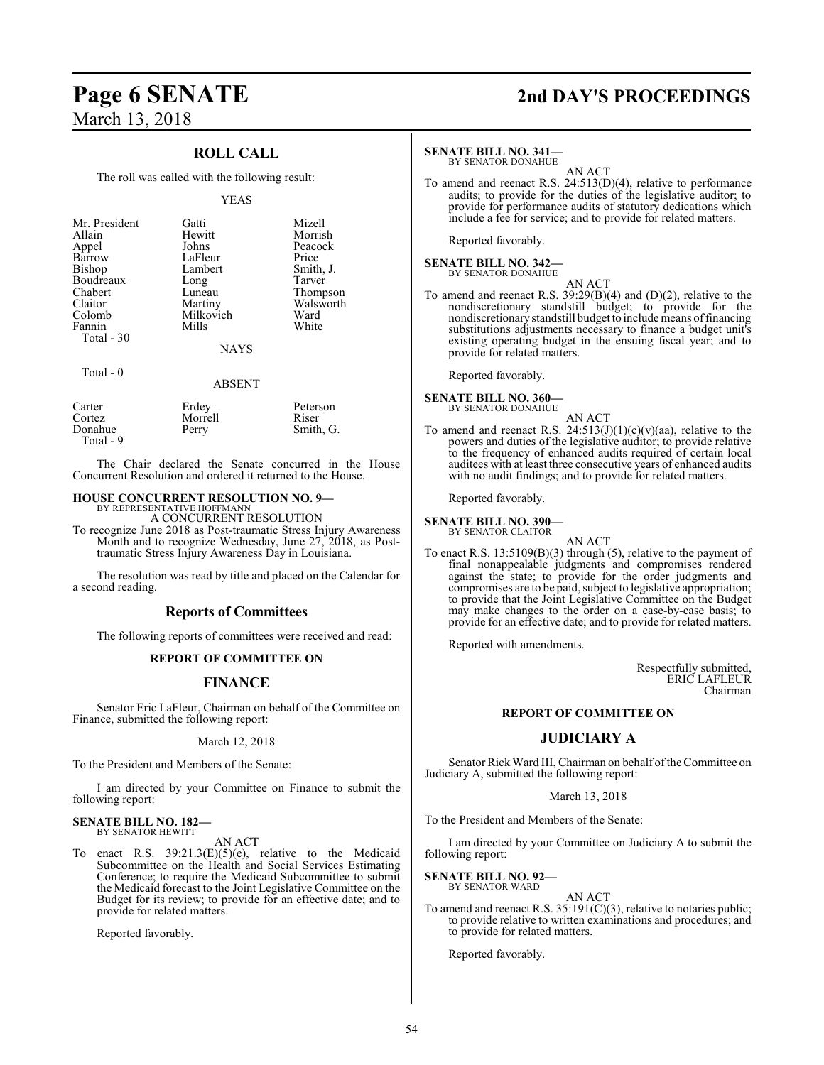## ROLL CALL

The roll was called with the following result:

YEAS

| | | |
|---|---|---|
| Mr. President | Gatti | Mizell |
| Allain | Hewitt | Morrish |
| Appel | Johns | Peacock |
| Barrow | LaFleur | Price |
| Bishop | Lambert | Smith, J. |
| Boudreaux | Long | Tarver |
| Chabert | Luneau | Thompson |
| Claitor | Martiny | Walsworth |
| Colomb | Milkovich | Ward |
| Fannin | Mills | White |
| Total - 30 | | |

NAYS

Total - 0

ABSENT

| | | |
|---|---|---|
| Carter | Erdey | Peterson |
| Cortez | Morrell | Riser |
| Donahue | Perry | Smith, G. |
| Total - 9 | | |

The Chair declared the Senate concurred in the House Concurrent Resolution and ordered it returned to the House.

**HOUSE CONCURRENT RESOLUTION NO. 9—**
BY REPRESENTATIVE HOFFMANN
A CONCURRENT RESOLUTION

To recognize June 2018 as Post-traumatic Stress Injury Awareness Month and to recognize Wednesday, June 27, 2018, as Post-traumatic Stress Injury Awareness Day in Louisiana.

The resolution was read by title and placed on the Calendar for a second reading.

## Reports of Committees

The following reports of committees were received and read:

### REPORT OF COMMITTEE ON

## FINANCE

Senator Eric LaFleur, Chairman on behalf of the Committee on Finance, submitted the following report:

March 12, 2018

To the President and Members of the Senate:

I am directed by your Committee on Finance to submit the following report:

**SENATE BILL NO. 182—**
BY SENATOR HEWITT
AN ACT

To enact R.S. 39:21.3(E)(5)(e), relative to the Medicaid Subcommittee on the Health and Social Services Estimating Conference; to require the Medicaid Subcommittee to submit the Medicaid forecast to the Joint Legislative Committee on the Budget for its review; to provide for an effective date; and to provide for related matters.

Reported favorably.

**SENATE BILL NO. 341—**
BY SENATOR DONAHUE
AN ACT

To amend and reenact R.S. 24:513(D)(4), relative to performance audits; to provide for the duties of the legislative auditor; to provide for performance audits of statutory dedications which include a fee for service; and to provide for related matters.

Reported favorably.

**SENATE BILL NO. 342—**
BY SENATOR DONAHUE
AN ACT

To amend and reenact R.S. 39:29(B)(4) and (D)(2), relative to the nondiscretionary standstill budget; to provide for the nondiscretionary standstill budget to include means of financing substitutions adjustments necessary to finance a budget unit's existing operating budget in the ensuing fiscal year; and to provide for related matters.

Reported favorably.

**SENATE BILL NO. 360—**
BY SENATOR DONAHUE
AN ACT

To amend and reenact R.S. 24:513(J)(1)(c)(v)(aa), relative to the powers and duties of the legislative auditor; to provide relative to the frequency of enhanced audits required of certain local auditees with at least three consecutive years of enhanced audits with no audit findings; and to provide for related matters.

Reported favorably.

**SENATE BILL NO. 390—**
BY SENATOR CLAITOR
AN ACT

To enact R.S. 13:5109(B)(3) through (5), relative to the payment of final nonappealable judgments and compromises rendered against the state; to provide for the order judgments and compromises are to be paid, subject to legislative appropriation; to provide that the Joint Legislative Committee on the Budget may make changes to the order on a case-by-case basis; to provide for an effective date; and to provide for related matters.

Reported with amendments.

Respectfully submitted,
ERIC LAFLEUR
Chairman

### REPORT OF COMMITTEE ON

## JUDICIARY A

Senator Rick Ward III, Chairman on behalf of the Committee on Judiciary A, submitted the following report:

March 13, 2018

To the President and Members of the Senate:

I am directed by your Committee on Judiciary A to submit the following report:

**SENATE BILL NO. 92—**
BY SENATOR WARD
AN ACT

To amend and reenact R.S. 35:191(C)(3), relative to notaries public; to provide relative to written examinations and procedures; and to provide for related matters.

Reported favorably.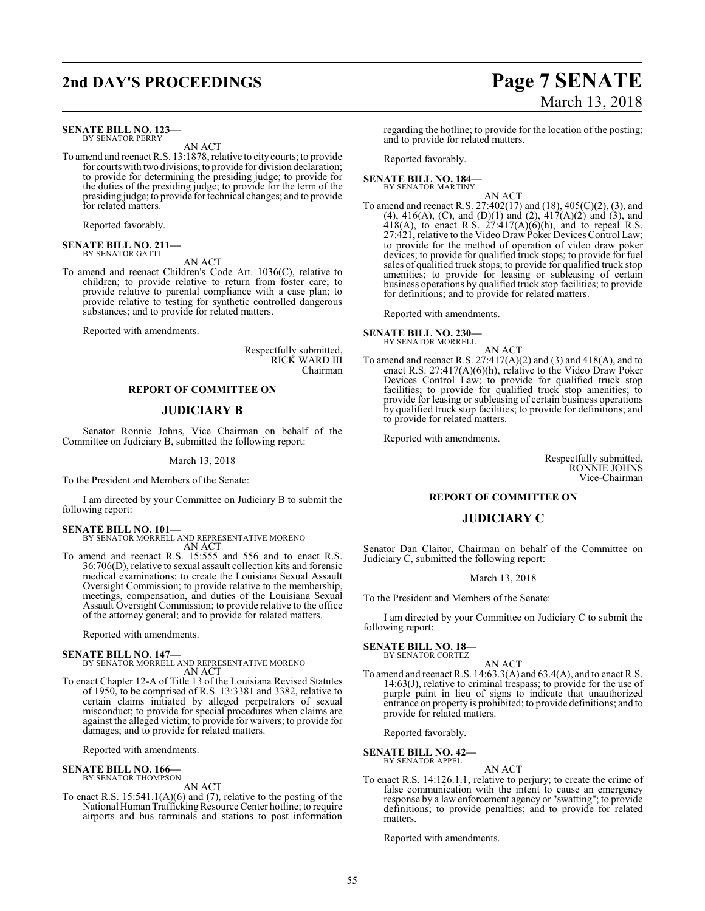**SENATE BILL NO. 123—**
BY SENATOR PERRY

AN ACT

To amend and reenact R.S. 13:1878, relative to city courts; to provide for courts with two divisions; to provide for division declaration; to provide for determining the presiding judge; to provide for the duties of the presiding judge; to provide for the term of the presiding judge; to provide for technical changes; and to provide for related matters.

Reported favorably.

**SENATE BILL NO. 211—**
BY SENATOR GATTI

AN ACT

To amend and reenact Children's Code Art. 1036(C), relative to children; to provide relative to return from foster care; to provide relative to parental compliance with a case plan; to provide relative to testing for synthetic controlled dangerous substances; and to provide for related matters.

Reported with amendments.

Respectfully submitted,
RICK WARD III
Chairman

## REPORT OF COMMITTEE ON

## JUDICIARY B

Senator Ronnie Johns, Vice Chairman on behalf of the Committee on Judiciary B, submitted the following report:

March 13, 2018

To the President and Members of the Senate:

I am directed by your Committee on Judiciary B to submit the following report:

**SENATE BILL NO. 101—**
BY SENATOR MORRELL AND REPRESENTATIVE MORENO

AN ACT

To amend and reenact R.S. 15:555 and 556 and to enact R.S. 36:706(D), relative to sexual assault collection kits and forensic medical examinations; to create the Louisiana Sexual Assault Oversight Commission; to provide relative to the membership, meetings, compensation, and duties of the Louisiana Sexual Assault Oversight Commission; to provide relative to the office of the attorney general; and to provide for related matters.

Reported with amendments.

**SENATE BILL NO. 147—**
BY SENATOR MORRELL AND REPRESENTATIVE MORENO

AN ACT

To enact Chapter 12-A of Title 13 of the Louisiana Revised Statutes of 1950, to be comprised of R.S. 13:3381 and 3382, relative to certain claims initiated by alleged perpetrators of sexual misconduct; to provide for special procedures when claims are against the alleged victim; to provide for waivers; to provide for damages; and to provide for related matters.

Reported with amendments.

**SENATE BILL NO. 166—**
BY SENATOR THOMPSON

AN ACT

To enact R.S. 15:541.1(A)(6) and (7), relative to the posting of the National Human Trafficking Resource Center hotline; to require airports and bus terminals and stations to post information regarding the hotline; to provide for the location of the posting; and to provide for related matters.

Reported favorably.

**SENATE BILL NO. 184—**
BY SENATOR MARTINY

AN ACT

To amend and reenact R.S. 27:402(17) and (18), 405(C)(2), (3), and (4), 416(A), (C), and (D)(1) and (2), 417(A)(2) and (3), and 418(A), to enact R.S. 27:417(A)(6)(h), and to repeal R.S. 27:421, relative to the Video Draw Poker Devices Control Law; to provide for the method of operation of video draw poker devices; to provide for qualified truck stops; to provide for fuel sales of qualified truck stops; to provide for qualified truck stop amenities; to provide for leasing or subleasing of certain business operations by qualified truck stop facilities; to provide for definitions; and to provide for related matters.

Reported with amendments.

**SENATE BILL NO. 230—**
BY SENATOR MORRELL

AN ACT

To amend and reenact R.S. 27:417(A)(2) and (3) and 418(A), and to enact R.S. 27:417(A)(6)(h), relative to the Video Draw Poker Devices Control Law; to provide for qualified truck stop facilities; to provide for qualified truck stop amenities; to provide for leasing or subleasing of certain business operations by qualified truck stop facilities; to provide for definitions; and to provide for related matters.

Reported with amendments.

Respectfully submitted,
RONNIE JOHNS
Vice-Chairman

## REPORT OF COMMITTEE ON

## JUDICIARY C

Senator Dan Claitor, Chairman on behalf of the Committee on Judiciary C, submitted the following report:

March 13, 2018

To the President and Members of the Senate:

I am directed by your Committee on Judiciary C to submit the following report:

**SENATE BILL NO. 18—**
BY SENATOR CORTEZ

AN ACT

To amend and reenact R.S. 14:63.3(A) and 63.4(A), and to enact R.S. 14:63(J), relative to criminal trespass; to provide for the use of purple paint in lieu of signs to indicate that unauthorized entrance on property is prohibited; to provide definitions; and to provide for related matters.

Reported favorably.

**SENATE BILL NO. 42—**
BY SENATOR APPEL

AN ACT

To enact R.S. 14:126.1.1, relative to perjury; to create the crime of false communication with the intent to cause an emergency response by a law enforcement agency or "swatting"; to provide definitions; to provide penalties; and to provide for related matters.

Reported with amendments.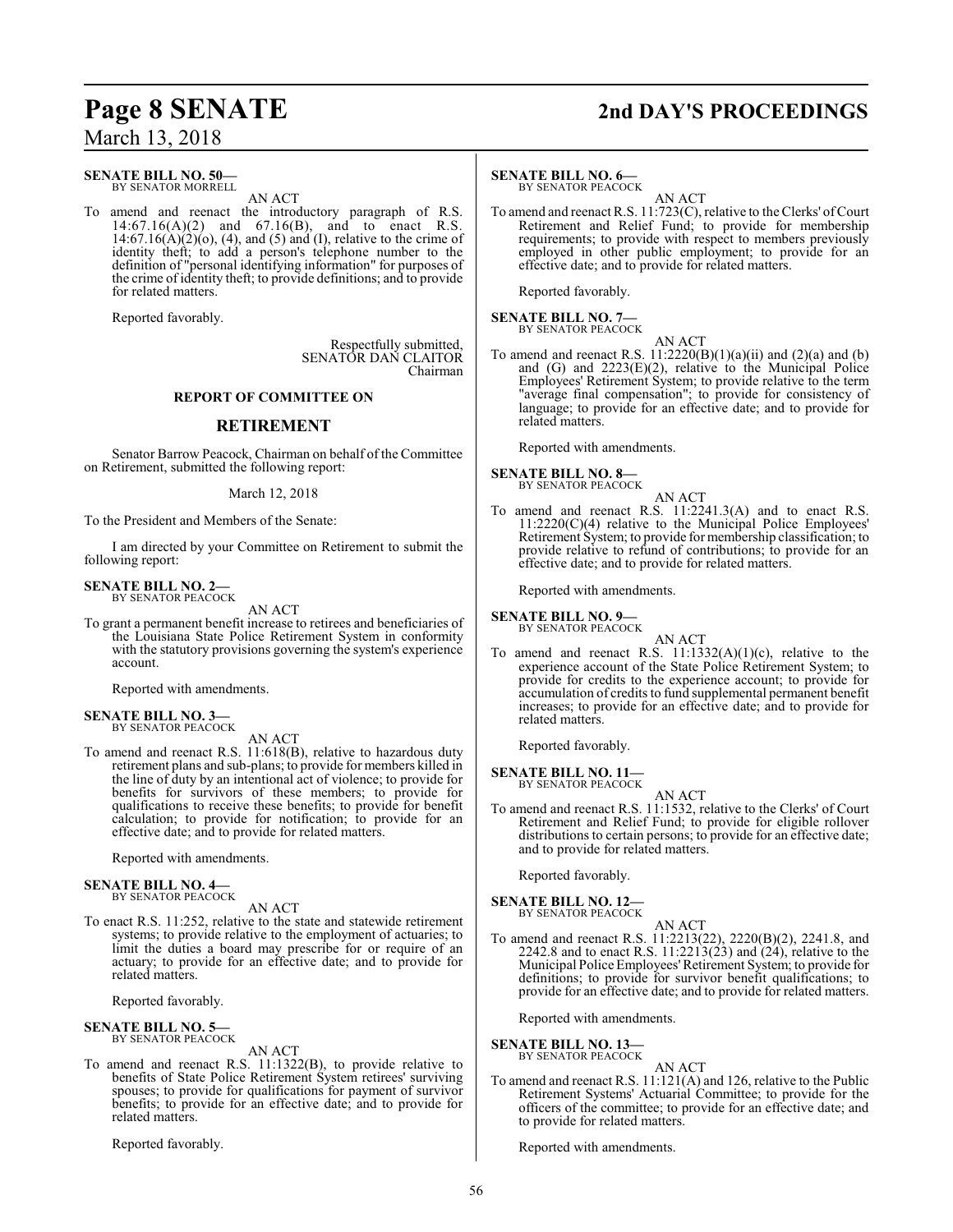**SENATE BILL NO. 50—**
BY SENATOR MORRELL

AN ACT

To amend and reenact the introductory paragraph of R.S. 14:67.16(A)(2) and 67.16(B), and to enact R.S. 14:67.16(A)(2)(o), (4), and (5) and (I), relative to the crime of identity theft; to add a person's telephone number to the definition of "personal identifying information" for purposes of the crime of identity theft; to provide definitions; and to provide for related matters.

Reported favorably.

Respectfully submitted,
SENATOR DAN CLAITOR
Chairman

## REPORT OF COMMITTEE ON

## RETIREMENT

Senator Barrow Peacock, Chairman on behalf of the Committee on Retirement, submitted the following report:

March 12, 2018

To the President and Members of the Senate:

I am directed by your Committee on Retirement to submit the following report:

**SENATE BILL NO. 2—**
BY SENATOR PEACOCK

AN ACT

To grant a permanent benefit increase to retirees and beneficiaries of the Louisiana State Police Retirement System in conformity with the statutory provisions governing the system's experience account.

Reported with amendments.

**SENATE BILL NO. 3—**
BY SENATOR PEACOCK

AN ACT

To amend and reenact R.S. 11:618(B), relative to hazardous duty retirement plans and sub-plans; to provide for members killed in the line of duty by an intentional act of violence; to provide for benefits for survivors of these members; to provide for qualifications to receive these benefits; to provide for benefit calculation; to provide for notification; to provide for an effective date; and to provide for related matters.

Reported with amendments.

**SENATE BILL NO. 4—**
BY SENATOR PEACOCK

AN ACT

To enact R.S. 11:252, relative to the state and statewide retirement systems; to provide relative to the employment of actuaries; to limit the duties a board may prescribe for or require of an actuary; to provide for an effective date; and to provide for related matters.

Reported favorably.

**SENATE BILL NO. 5—**
BY SENATOR PEACOCK

AN ACT

To amend and reenact R.S. 11:1322(B), to provide relative to benefits of State Police Retirement System retirees' surviving spouses; to provide for qualifications for payment of survivor benefits; to provide for an effective date; and to provide for related matters.

Reported favorably.

**SENATE BILL NO. 6—**
BY SENATOR PEACOCK

AN ACT

To amend and reenact R.S. 11:723(C), relative to the Clerks' of Court Retirement and Relief Fund; to provide for membership requirements; to provide with respect to members previously employed in other public employment; to provide for an effective date; and to provide for related matters.

Reported favorably.

**SENATE BILL NO. 7—**
BY SENATOR PEACOCK

AN ACT

To amend and reenact R.S. 11:2220(B)(1)(a)(ii) and (2)(a) and (b) and (G) and 2223(E)(2), relative to the Municipal Police Employees' Retirement System; to provide relative to the term "average final compensation"; to provide for consistency of language; to provide for an effective date; and to provide for related matters.

Reported with amendments.

**SENATE BILL NO. 8—**
BY SENATOR PEACOCK

AN ACT

To amend and reenact R.S. 11:2241.3(A) and to enact R.S. 11:2220(C)(4) relative to the Municipal Police Employees' Retirement System; to provide for membership classification; to provide relative to refund of contributions; to provide for an effective date; and to provide for related matters.

Reported with amendments.

**SENATE BILL NO. 9—**
BY SENATOR PEACOCK

AN ACT

To amend and reenact R.S. 11:1332(A)(1)(c), relative to the experience account of the State Police Retirement System; to provide for credits to the experience account; to provide for accumulation of credits to fund supplemental permanent benefit increases; to provide for an effective date; and to provide for related matters.

Reported favorably.

**SENATE BILL NO. 11—**
BY SENATOR PEACOCK

AN ACT

To amend and reenact R.S. 11:1532, relative to the Clerks' of Court Retirement and Relief Fund; to provide for eligible rollover distributions to certain persons; to provide for an effective date; and to provide for related matters.

Reported favorably.

**SENATE BILL NO. 12—**
BY SENATOR PEACOCK

AN ACT

To amend and reenact R.S. 11:2213(22), 2220(B)(2), 2241.8, and 2242.8 and to enact R.S. 11:2213(23) and (24), relative to the Municipal Police Employees' Retirement System; to provide for definitions; to provide for survivor benefit qualifications; to provide for an effective date; and to provide for related matters.

Reported with amendments.

**SENATE BILL NO. 13—**
BY SENATOR PEACOCK

AN ACT

To amend and reenact R.S. 11:121(A) and 126, relative to the Public Retirement Systems' Actuarial Committee; to provide for the officers of the committee; to provide for an effective date; and to provide for related matters.

Reported with amendments.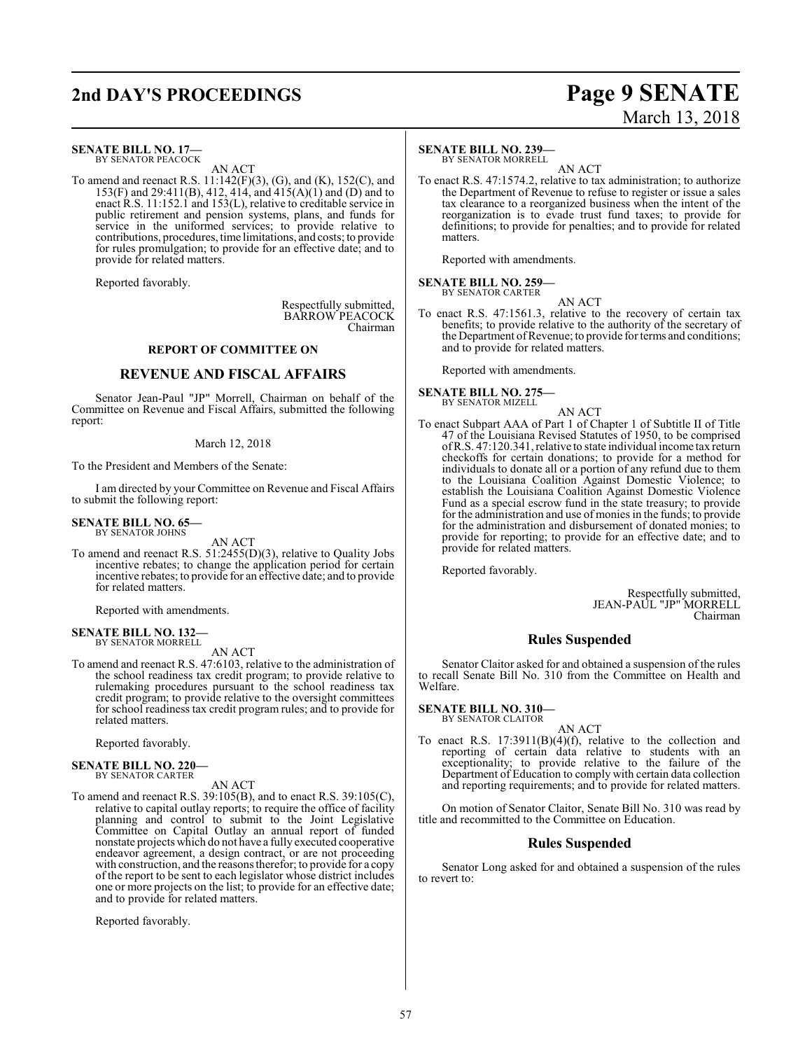**SENATE BILL NO. 17—**
BY SENATOR PEACOCK

AN ACT

To amend and reenact R.S. 11:142(F)(3), (G), and (K), 152(C), and 153(F) and 29:411(B), 412, 414, and 415(A)(1) and (D) and to enact R.S. 11:152.1 and 153(L), relative to creditable service in public retirement and pension systems, plans, and funds for service in the uniformed services; to provide relative to contributions, procedures, time limitations, and costs; to provide for rules promulgation; to provide for an effective date; and to provide for related matters.

Reported favorably.

Respectfully submitted,
BARROW PEACOCK
Chairman

### REPORT OF COMMITTEE ON

## REVENUE AND FISCAL AFFAIRS

Senator Jean-Paul "JP" Morrell, Chairman on behalf of the Committee on Revenue and Fiscal Affairs, submitted the following report:

March 12, 2018

To the President and Members of the Senate:

I am directed by your Committee on Revenue and Fiscal Affairs to submit the following report:

**SENATE BILL NO. 65—**
BY SENATOR JOHNS

AN ACT

To amend and reenact R.S. 51:2455(D)(3), relative to Quality Jobs incentive rebates; to change the application period for certain incentive rebates; to provide for an effective date; and to provide for related matters.

Reported with amendments.

**SENATE BILL NO. 132—**
BY SENATOR MORRELL

AN ACT

To amend and reenact R.S. 47:6103, relative to the administration of the school readiness tax credit program; to provide relative to rulemaking procedures pursuant to the school readiness tax credit program; to provide relative to the oversight committees for school readiness tax credit program rules; and to provide for related matters.

Reported favorably.

**SENATE BILL NO. 220—**
BY SENATOR CARTER

AN ACT

To amend and reenact R.S. 39:105(B), and to enact R.S. 39:105(C), relative to capital outlay reports; to require the office of facility planning and control to submit to the Joint Legislative Committee on Capital Outlay an annual report of funded nonstate projects which do not have a fully executed cooperative endeavor agreement, a design contract, or are not proceeding with construction, and the reasons therefor; to provide for a copy of the report to be sent to each legislator whose district includes one or more projects on the list; to provide for an effective date; and to provide for related matters.

Reported favorably.

**SENATE BILL NO. 239—**
BY SENATOR MORRELL

AN ACT

To enact R.S. 47:1574.2, relative to tax administration; to authorize the Department of Revenue to refuse to register or issue a sales tax clearance to a reorganized business when the intent of the reorganization is to evade trust fund taxes; to provide for definitions; to provide for penalties; and to provide for related matters.

Reported with amendments.

**SENATE BILL NO. 259—**
BY SENATOR CARTER

AN ACT

To enact R.S. 47:1561.3, relative to the recovery of certain tax benefits; to provide relative to the authority of the secretary of the Department of Revenue; to provide for terms and conditions; and to provide for related matters.

Reported with amendments.

**SENATE BILL NO. 275—**
BY SENATOR MIZELL

AN ACT

To enact Subpart AAA of Part 1 of Chapter 1 of Subtitle II of Title 47 of the Louisiana Revised Statutes of 1950, to be comprised of R.S. 47:120.341, relative to state individual income tax return checkoffs for certain donations; to provide for a method for individuals to donate all or a portion of any refund due to them to the Louisiana Coalition Against Domestic Violence; to establish the Louisiana Coalition Against Domestic Violence Fund as a special escrow fund in the state treasury; to provide for the administration and use of monies in the funds; to provide for the administration and disbursement of donated monies; to provide for reporting; to provide for an effective date; and to provide for related matters.

Reported favorably.

Respectfully submitted,
JEAN-PAUL "JP" MORRELL
Chairman

## Rules Suspended

Senator Claitor asked for and obtained a suspension of the rules to recall Senate Bill No. 310 from the Committee on Health and Welfare.

**SENATE BILL NO. 310—**
BY SENATOR CLAITOR

AN ACT

To enact R.S. 17:3911(B)(4)(f), relative to the collection and reporting of certain data relative to students with an exceptionality; to provide relative to the failure of the Department of Education to comply with certain data collection and reporting requirements; and to provide for related matters.

On motion of Senator Claitor, Senate Bill No. 310 was read by title and recommitted to the Committee on Education.

## Rules Suspended

Senator Long asked for and obtained a suspension of the rules to revert to: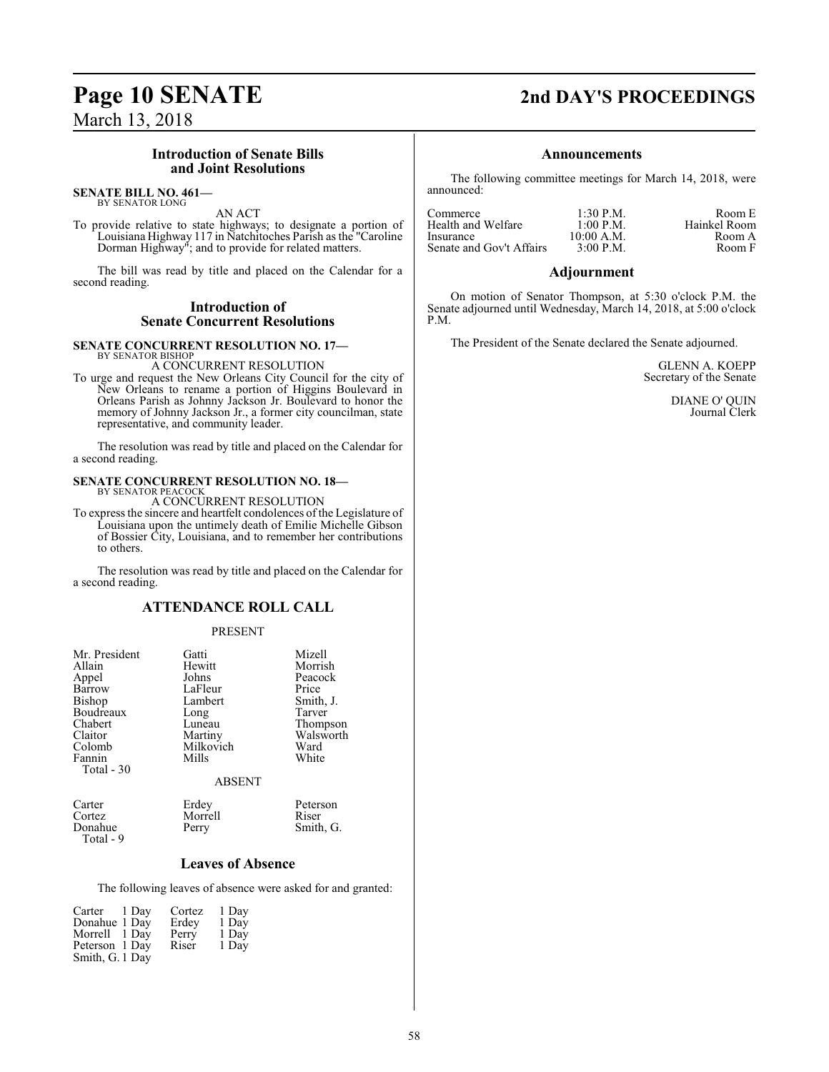### Introduction of Senate Bills and Joint Resolutions

**SENATE BILL NO. 461—**
BY SENATOR LONG

AN ACT

To provide relative to state highways; to designate a portion of Louisiana Highway 117 in Natchitoches Parish as the "Caroline Dorman Highway"; and to provide for related matters.

The bill was read by title and placed on the Calendar for a second reading.

### Introduction of Senate Concurrent Resolutions

**SENATE CONCURRENT RESOLUTION NO. 17—**
BY SENATOR BISHOP

A CONCURRENT RESOLUTION

To urge and request the New Orleans City Council for the city of New Orleans to rename a portion of Higgins Boulevard in Orleans Parish as Johnny Jackson Jr. Boulevard to honor the memory of Johnny Jackson Jr., a former city councilman, state representative, and community leader.

The resolution was read by title and placed on the Calendar for a second reading.

**SENATE CONCURRENT RESOLUTION NO. 18—**
BY SENATOR PEACOCK

A CONCURRENT RESOLUTION

To express the sincere and heartfelt condolences of the Legislature of Louisiana upon the untimely death of Emilie Michelle Gibson of Bossier City, Louisiana, and to remember her contributions to others.

The resolution was read by title and placed on the Calendar for a second reading.

### ATTENDANCE ROLL CALL

PRESENT

| | | |
|---|---|---|
| Mr. President | Gatti | Mizell |
| Allain | Hewitt | Morrish |
| Appel | Johns | Peacock |
| Barrow | LaFleur | Price |
| Bishop | Lambert | Smith, J. |
| Boudreaux | Long | Tarver |
| Chabert | Luneau | Thompson |
| Claitor | Martiny | Walsworth |
| Colomb | Milkovich | Ward |
| Fannin | Mills | White |

Total - 30

ABSENT

| | | |
|---|---|---|
| Carter | Erdey | Peterson |
| Cortez | Morrell | Riser |
| Donahue | Perry | Smith, G. |

Total - 9

### Leaves of Absence

The following leaves of absence were asked for and granted:

| | | | |
|---|---|---|---|
| Carter | 1 Day | Cortez | 1 Day |
| Donahue | 1 Day | Erdey | 1 Day |
| Morrell | 1 Day | Perry | 1 Day |
| Peterson | 1 Day | Riser | 1 Day |
| Smith, G. | 1 Day | | |

### Announcements

The following committee meetings for March 14, 2018, were announced:

| | | |
|---|---|---|
| Commerce | 1:30 P.M. | Room E |
| Health and Welfare | 1:00 P.M. | Hainkel Room |
| Insurance | 10:00 A.M. | Room A |
| Senate and Gov't Affairs | 3:00 P.M. | Room F |

### Adjournment

On motion of Senator Thompson, at 5:30 o'clock P.M. the Senate adjourned until Wednesday, March 14, 2018, at 5:00 o'clock P.M.

The President of the Senate declared the Senate adjourned.

GLENN A. KOEPP
Secretary of the Senate

DIANE O' QUIN
Journal Clerk